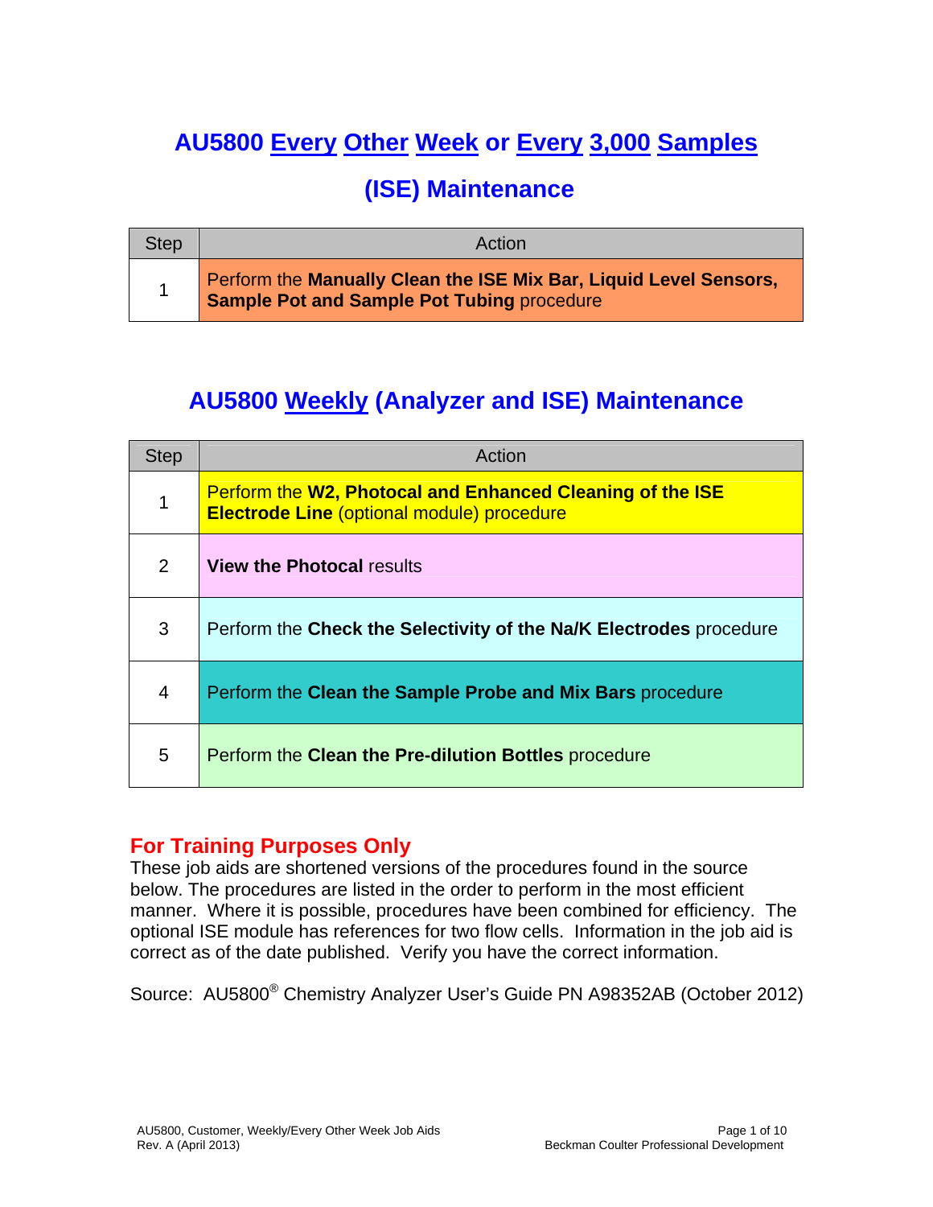# AU5800 Every Other Week or Every 3,000 Samples (ISE) Maintenance

| Step | Action |
|---|---|
| 1 | Perform the **Manually Clean the ISE Mix Bar, Liquid Level Sensors, Sample Pot and Sample Pot Tubing** procedure |

# AU5800 Weekly (Analyzer and ISE) Maintenance

| Step | Action |
|---|---|
| 1 | Perform the **W2, Photocal and Enhanced Cleaning of the ISE Electrode Line** (optional module) procedure |
| 2 | **View the Photocal** results |
| 3 | Perform the **Check the Selectivity of the Na/K Electrodes** procedure |
| 4 | Perform the **Clean the Sample Probe and Mix Bars** procedure |
| 5 | Perform the **Clean the Pre-dilution Bottles** procedure |

## For Training Purposes Only

These job aids are shortened versions of the procedures found in the source below. The procedures are listed in the order to perform in the most efficient manner. Where it is possible, procedures have been combined for efficiency. The optional ISE module has references for two flow cells. Information in the job aid is correct as of the date published. Verify you have the correct information.

Source: AU5800® Chemistry Analyzer User's Guide PN A98352AB (October 2012)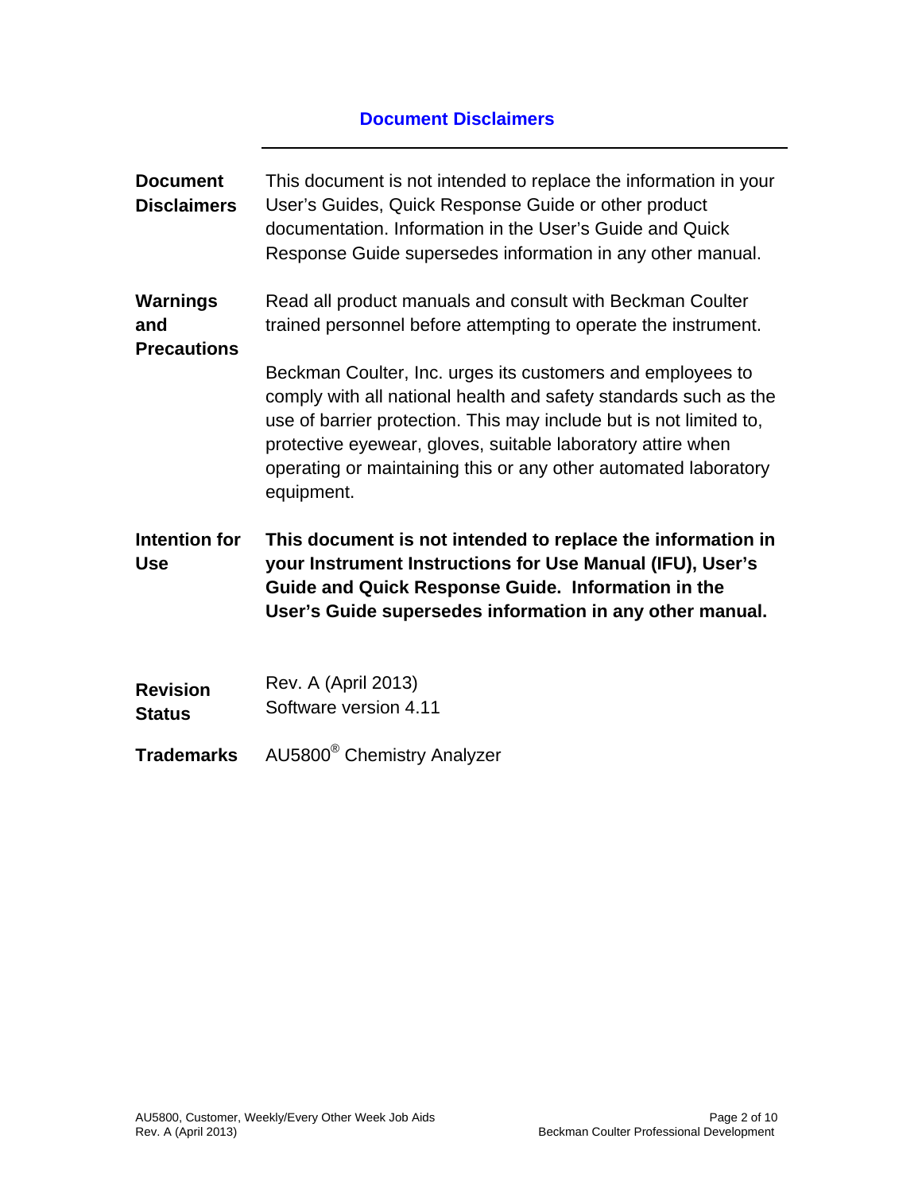# Document Disclaimers

**Document Disclaimers**

This document is not intended to replace the information in your User's Guides, Quick Response Guide or other product documentation. Information in the User's Guide and Quick Response Guide supersedes information in any other manual.

**Warnings and Precautions**

Read all product manuals and consult with Beckman Coulter trained personnel before attempting to operate the instrument.

Beckman Coulter, Inc. urges its customers and employees to comply with all national health and safety standards such as the use of barrier protection. This may include but is not limited to, protective eyewear, gloves, suitable laboratory attire when operating or maintaining this or any other automated laboratory equipment.

**Intention for Use**

**This document is not intended to replace the information in your Instrument Instructions for Use Manual (IFU), User's Guide and Quick Response Guide. Information in the User's Guide supersedes information in any other manual.**

**Revision Status**

Rev. A (April 2013)
Software version 4.11

**Trademarks**

AU5800® Chemistry Analyzer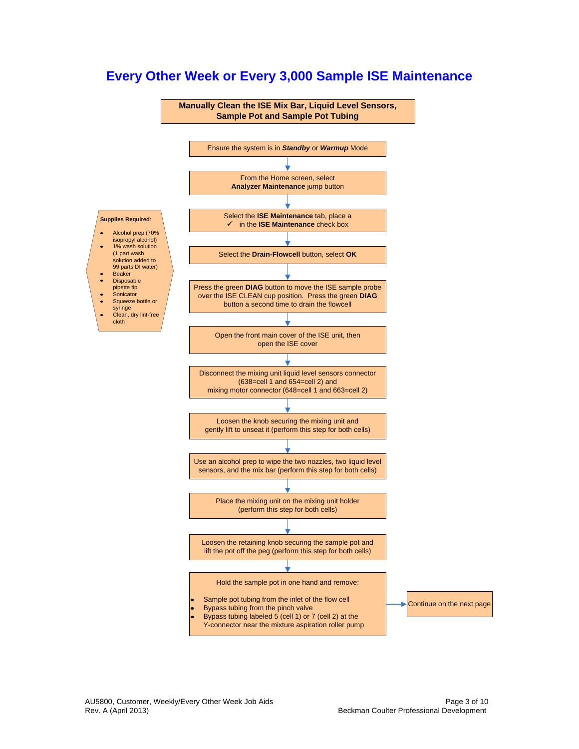# Every Other Week or Every 3,000 Sample ISE Maintenance

## Manually Clean the ISE Mix Bar, Liquid Level Sensors, Sample Pot and Sample Pot Tubing

**Supplies Required**:

- Alcohol prep (70% isopropyl alcohol)
- 1% wash solution (1 part wash solution added to 99 parts DI water)
- Beaker
- Disposable pipette tip
- Sonicator
- Squeeze bottle or syringe
- Clean, dry lint-free cloth

1. Ensure the system is in ***Standby*** or ***Warmup*** Mode
2. From the Home screen, select **Analyzer Maintenance** jump button
3. Select the **ISE Maintenance** tab, place a ✓ in the **ISE Maintenance** check box
4. Select the **Drain-Flowcell** button, select **OK**
5. Press the green **DIAG** button to move the ISE sample probe over the ISE CLEAN cup position. Press the green **DIAG** button a second time to drain the flowcell
6. Open the front main cover of the ISE unit, then open the ISE cover
7. Disconnect the mixing unit liquid level sensors connector (638=cell 1 and 654=cell 2) and mixing motor connector (648=cell 1 and 663=cell 2)
8. Loosen the knob securing the mixing unit and gently lift to unseat it (perform this step for both cells)
9. Use an alcohol prep to wipe the two nozzles, two liquid level sensors, and the mix bar (perform this step for both cells)
10. Place the mixing unit on the mixing unit holder (perform this step for both cells)
11. Loosen the retaining knob securing the sample pot and lift the pot off the peg (perform this step for both cells)
12. Hold the sample pot in one hand and remove:
    - Sample pot tubing from the inlet of the flow cell
    - Bypass tubing from the pinch valve
    - Bypass tubing labeled 5 (cell 1) or 7 (cell 2) at the Y-connector near the mixture aspiration roller pump

→ Continue on the next page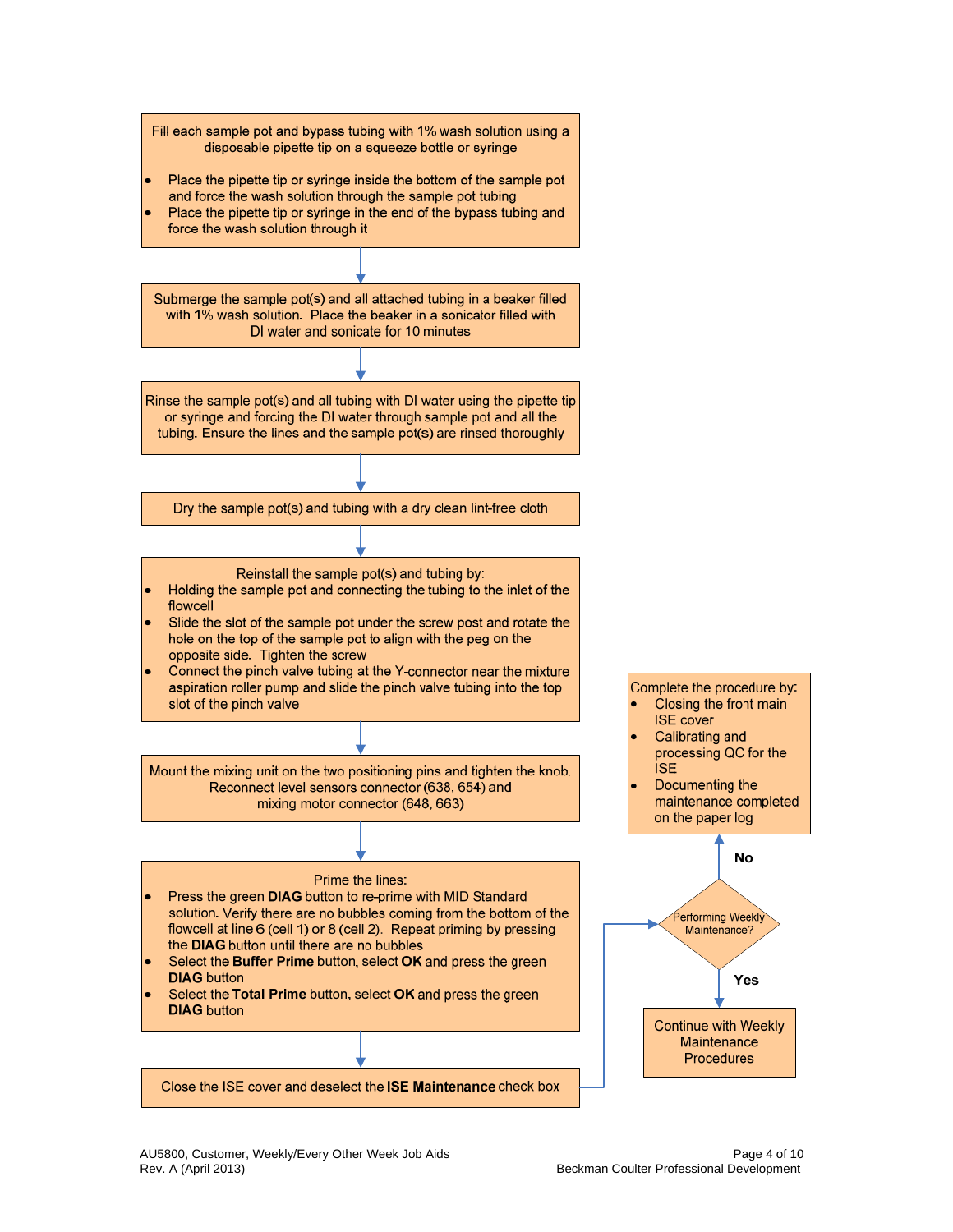Fill each sample pot and bypass tubing with 1% wash solution using a disposable pipette tip on a squeeze bottle or syringe

- Place the pipette tip or syringe inside the bottom of the sample pot and force the wash solution through the sample pot tubing
- Place the pipette tip or syringe in the end of the bypass tubing and force the wash solution through it

↓

Submerge the sample pot(s) and all attached tubing in a beaker filled with 1% wash solution. Place the beaker in a sonicator filled with DI water and sonicate for 10 minutes

↓

Rinse the sample pot(s) and all tubing with DI water using the pipette tip or syringe and forcing the DI water through sample pot and all the tubing. Ensure the lines and the sample pot(s) are rinsed thoroughly

↓

Dry the sample pot(s) and tubing with a dry clean lint-free cloth

↓

Reinstall the sample pot(s) and tubing by:

- Holding the sample pot and connecting the tubing to the inlet of the flowcell
- Slide the slot of the sample pot under the screw post and rotate the hole on the top of the sample pot to align with the peg on the opposite side. Tighten the screw
- Connect the pinch valve tubing at the Y-connector near the mixture aspiration roller pump and slide the pinch valve tubing into the top slot of the pinch valve

↓

Mount the mixing unit on the two positioning pins and tighten the knob. Reconnect level sensors connector (638, 654) and mixing motor connector (648, 663)

↓

Prime the lines:

- Press the green **DIAG** button to re-prime with MID Standard solution. Verify there are no bubbles coming from the bottom of the flowcell at line 6 (cell 1) or 8 (cell 2). Repeat priming by pressing the **DIAG** button until there are no bubbles
- Select the **Buffer Prime** button, select **OK** and press the green **DIAG** button
- Select the **Total Prime** button, select **OK** and press the green **DIAG** button

↓

Close the ISE cover and deselect the **ISE Maintenance** check box

→ Performing Weekly Maintenance?

- **Yes** → Continue with Weekly Maintenance Procedures
- **No** → Complete the procedure by:
  - Closing the front main ISE cover
  - Calibrating and processing QC for the ISE
  - Documenting the maintenance completed on the paper log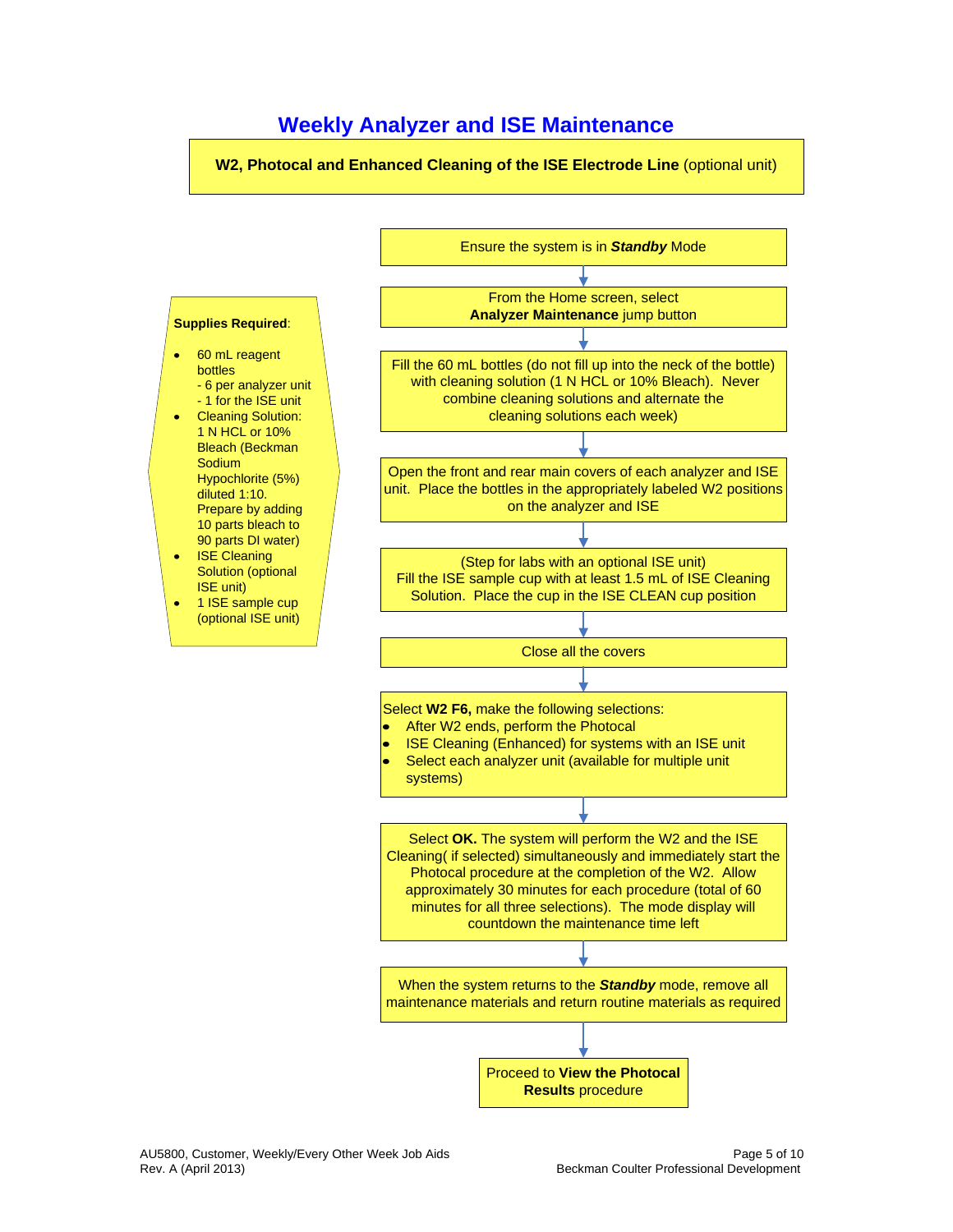# Weekly Analyzer and ISE Maintenance

**W2, Photocal and Enhanced Cleaning of the ISE Electrode Line** (optional unit)

**Supplies Required**:

- 60 mL reagent bottles
  - 6 per analyzer unit
  - 1 for the ISE unit
- Cleaning Solution: 1 N HCL or 10% Bleach (Beckman Sodium Hypochlorite (5%) diluted 1:10. Prepare by adding 10 parts bleach to 90 parts DI water)
- ISE Cleaning Solution (optional ISE unit)
- 1 ISE sample cup (optional ISE unit)

1. Ensure the system is in ***Standby*** Mode
2. From the Home screen, select **Analyzer Maintenance** jump button
3. Fill the 60 mL bottles (do not fill up into the neck of the bottle) with cleaning solution (1 N HCL or 10% Bleach). Never combine cleaning solutions and alternate the cleaning solutions each week)
4. Open the front and rear main covers of each analyzer and ISE unit. Place the bottles in the appropriately labeled W2 positions on the analyzer and ISE
5. (Step for labs with an optional ISE unit) Fill the ISE sample cup with at least 1.5 mL of ISE Cleaning Solution. Place the cup in the ISE CLEAN cup position
6. Close all the covers
7. Select **W2 F6,** make the following selections:
   - After W2 ends, perform the Photocal
   - ISE Cleaning (Enhanced) for systems with an ISE unit
   - Select each analyzer unit (available for multiple unit systems)
8. Select **OK.** The system will perform the W2 and the ISE Cleaning( if selected) simultaneously and immediately start the Photocal procedure at the completion of the W2. Allow approximately 30 minutes for each procedure (total of 60 minutes for all three selections). The mode display will countdown the maintenance time left
9. When the system returns to the ***Standby*** mode, remove all maintenance materials and return routine materials as required
10. Proceed to **View the Photocal Results** procedure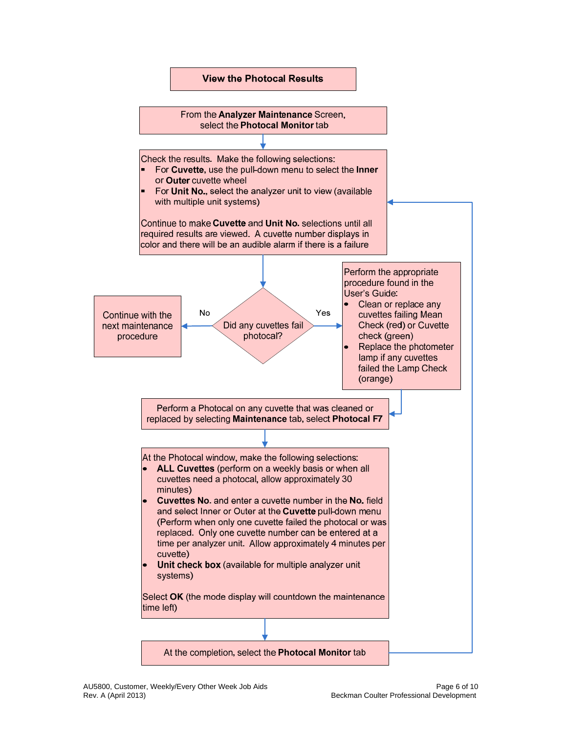## View the Photocal Results

From the **Analyzer Maintenance** Screen, select the **Photocal Monitor** tab

Check the results. Make the following selections:

- For **Cuvette**, use the pull-down menu to select the **Inner** or **Outer** cuvette wheel
- For **Unit No.**, select the analyzer unit to view (available with multiple unit systems)

Continue to make **Cuvette** and **Unit No.** selections until all required results are viewed. A cuvette number displays in color and there will be an audible alarm if there is a failure

**Did any cuvettes fail photocal?**

**No:** Continue with the next maintenance procedure

**Yes:** Perform the appropriate procedure found in the User's Guide:

- Clean or replace any cuvettes failing Mean Check (red) or Cuvette check (green)
- Replace the photometer lamp if any cuvettes failed the Lamp Check (orange)

Perform a Photocal on any cuvette that was cleaned or replaced by selecting **Maintenance** tab, select **Photocal F7**

At the Photocal window, make the following selections:

- **ALL Cuvettes** (perform on a weekly basis or when all cuvettes need a photocal, allow approximately 30 minutes)
- **Cuvettes No**. and enter a cuvette number in the **No.** field and select Inner or Outer at the **Cuvette** pull-down menu (Perform when only one cuvette failed the photocal or was replaced. Only one cuvette number can be entered at a time per analyzer unit. Allow approximately 4 minutes per cuvette)
- **Unit check box** (available for multiple analyzer unit systems)

Select **OK** (the mode display will countdown the maintenance time left)

At the completion, select the **Photocal Monitor** tab (return to "Check the results" step)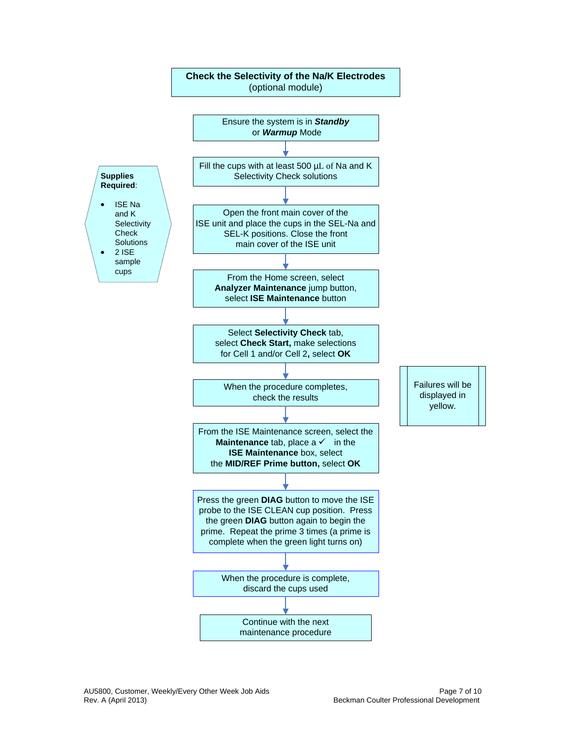## Check the Selectivity of the Na/K Electrodes
(optional module)

**Supplies Required**:

- ISE Na and K Selectivity Check Solutions
- 2 ISE sample cups

1. Ensure the system is in ***Standby*** or ***Warmup*** Mode
2. Fill the cups with at least 500 µL of Na and K Selectivity Check solutions
3. Open the front main cover of the ISE unit and place the cups in the SEL-Na and SEL-K positions. Close the front main cover of the ISE unit
4. From the Home screen, select **Analyzer Maintenance** jump button, select **ISE Maintenance** button
5. Select **Selectivity Check** tab, select **Check Start,** make selections for Cell 1 and/or Cell 2**,** select **OK**
6. When the procedure completes, check the results

   Failures will be displayed in yellow.

7. From the ISE Maintenance screen, select the **Maintenance** tab, place a ✓ in the **ISE Maintenance** box, select the **MID/REF Prime button,** select **OK**
8. Press the green **DIAG** button to move the ISE probe to the ISE CLEAN cup position. Press the green **DIAG** button again to begin the prime. Repeat the prime 3 times (a prime is complete when the green light turns on)
9. When the procedure is complete, discard the cups used
10. Continue with the next maintenance procedure

AU5800, Customer, Weekly/Every Other Week Job Aids
Rev. A (April 2013)

Beckman Coulter Professional Development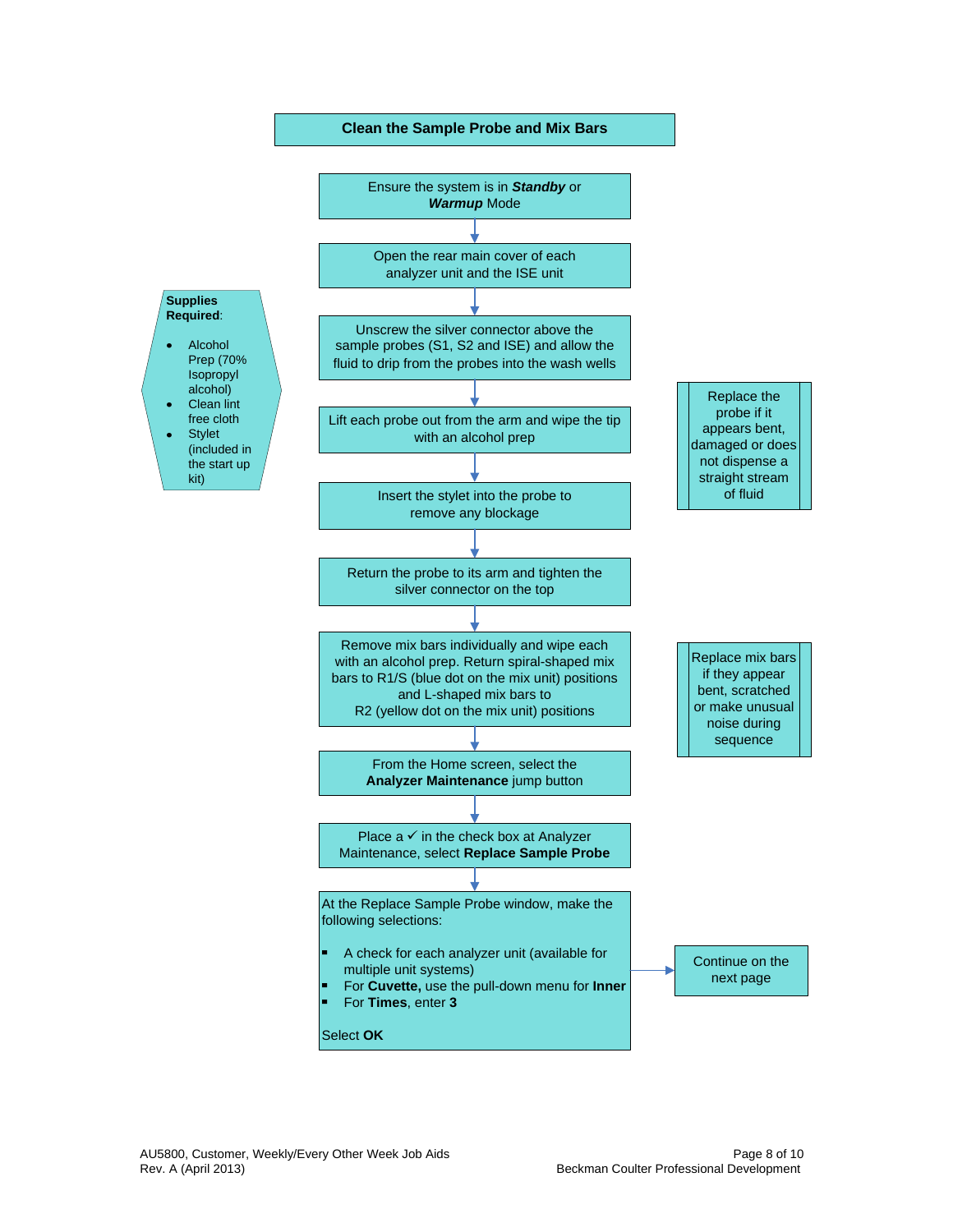# Clean the Sample Probe and Mix Bars

**Supplies Required**:

- Alcohol Prep (70% Isopropyl alcohol)
- Clean lint free cloth
- Stylet (included in the start up kit)

1. Ensure the system is in ***Standby*** or ***Warmup*** Mode
2. Open the rear main cover of each analyzer unit and the ISE unit
3. Unscrew the silver connector above the sample probes (S1, S2 and ISE) and allow the fluid to drip from the probes into the wash wells
4. Lift each probe out from the arm and wipe the tip with an alcohol prep
5. Insert the stylet into the probe to remove any blockage
   - Replace the probe if it appears bent, damaged or does not dispense a straight stream of fluid
6. Return the probe to its arm and tighten the silver connector on the top
7. Remove mix bars individually and wipe each with an alcohol prep. Return spiral-shaped mix bars to R1/S (blue dot on the mix unit) positions and L-shaped mix bars to R2 (yellow dot on the mix unit) positions
   - Replace mix bars if they appear bent, scratched or make unusual noise during sequence
8. From the Home screen, select the **Analyzer Maintenance** jump button
9. Place a ✓ in the check box at Analyzer Maintenance, select **Replace Sample Probe**
10. At the Replace Sample Probe window, make the following selections:
    - A check for each analyzer unit (available for multiple unit systems)
    - For **Cuvette,** use the pull-down menu for **Inner**
    - For **Times**, enter **3**

    Select **OK**

Continue on the next page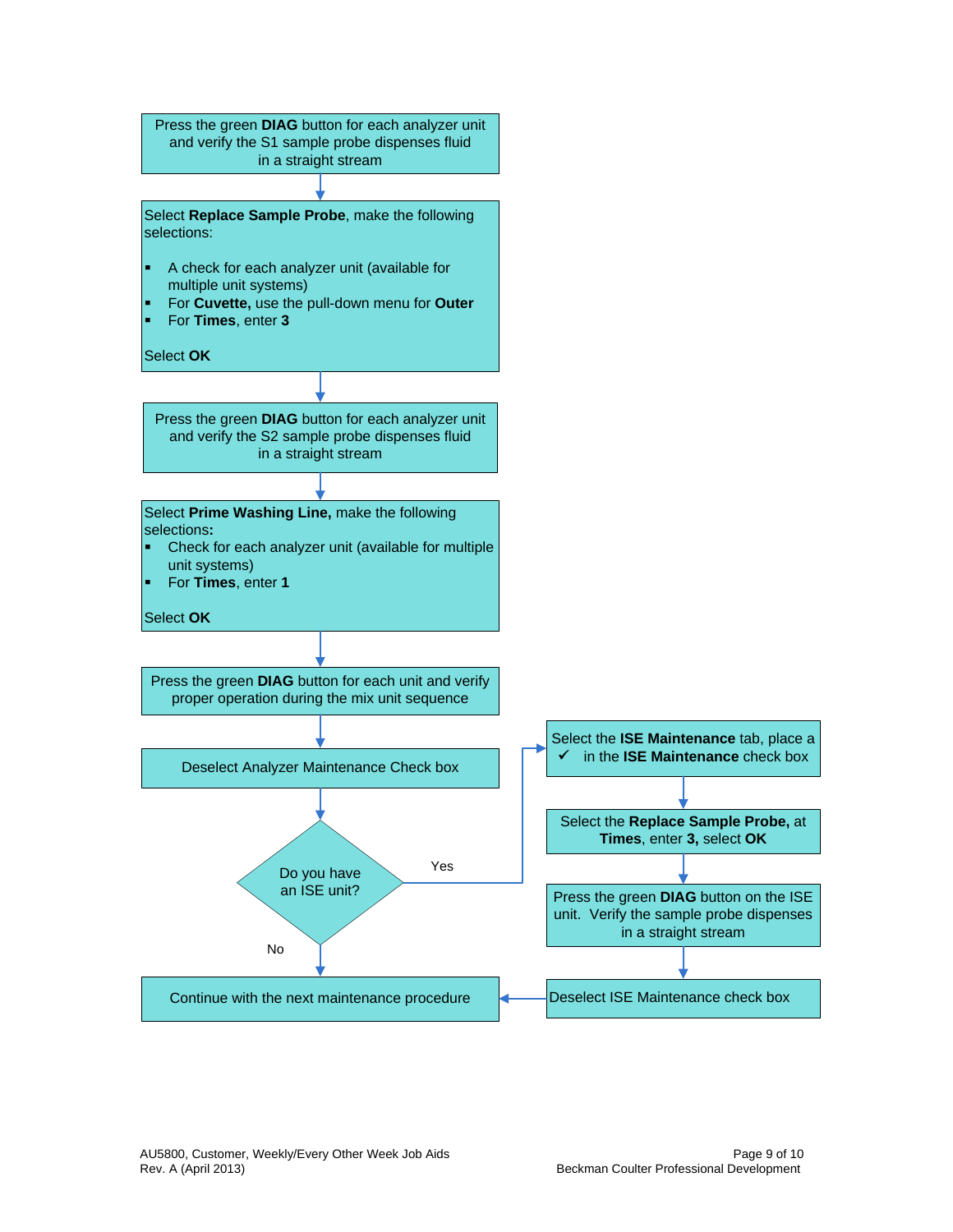Press the green **DIAG** button for each analyzer unit and verify the S1 sample probe dispenses fluid in a straight stream

↓

Select **Replace Sample Probe**, make the following selections:

- A check for each analyzer unit (available for multiple unit systems)
- For **Cuvette,** use the pull-down menu for **Outer**
- For **Times**, enter **3**

Select **OK**

↓

Press the green **DIAG** button for each analyzer unit and verify the S2 sample probe dispenses fluid in a straight stream

↓

Select **Prime Washing Line,** make the following selections**:**

- Check for each analyzer unit (available for multiple unit systems)
- For **Times**, enter **1**

Select **OK**

↓

Press the green **DIAG** button for each unit and verify proper operation during the mix unit sequence

↓

Deselect Analyzer Maintenance Check box

↓

Do you have an ISE unit?

- **Yes** →
  - Select the **ISE Maintenance** tab, place a ✓ in the **ISE Maintenance** check box
  - ↓
  - Select the **Replace Sample Probe,** at **Times**, enter **3,** select **OK**
  - ↓
  - Press the green **DIAG** button on the ISE unit. Verify the sample probe dispenses in a straight stream
  - ↓
  - Deselect ISE Maintenance check box
  - → Continue with the next maintenance procedure
- **No** →
  - Continue with the next maintenance procedure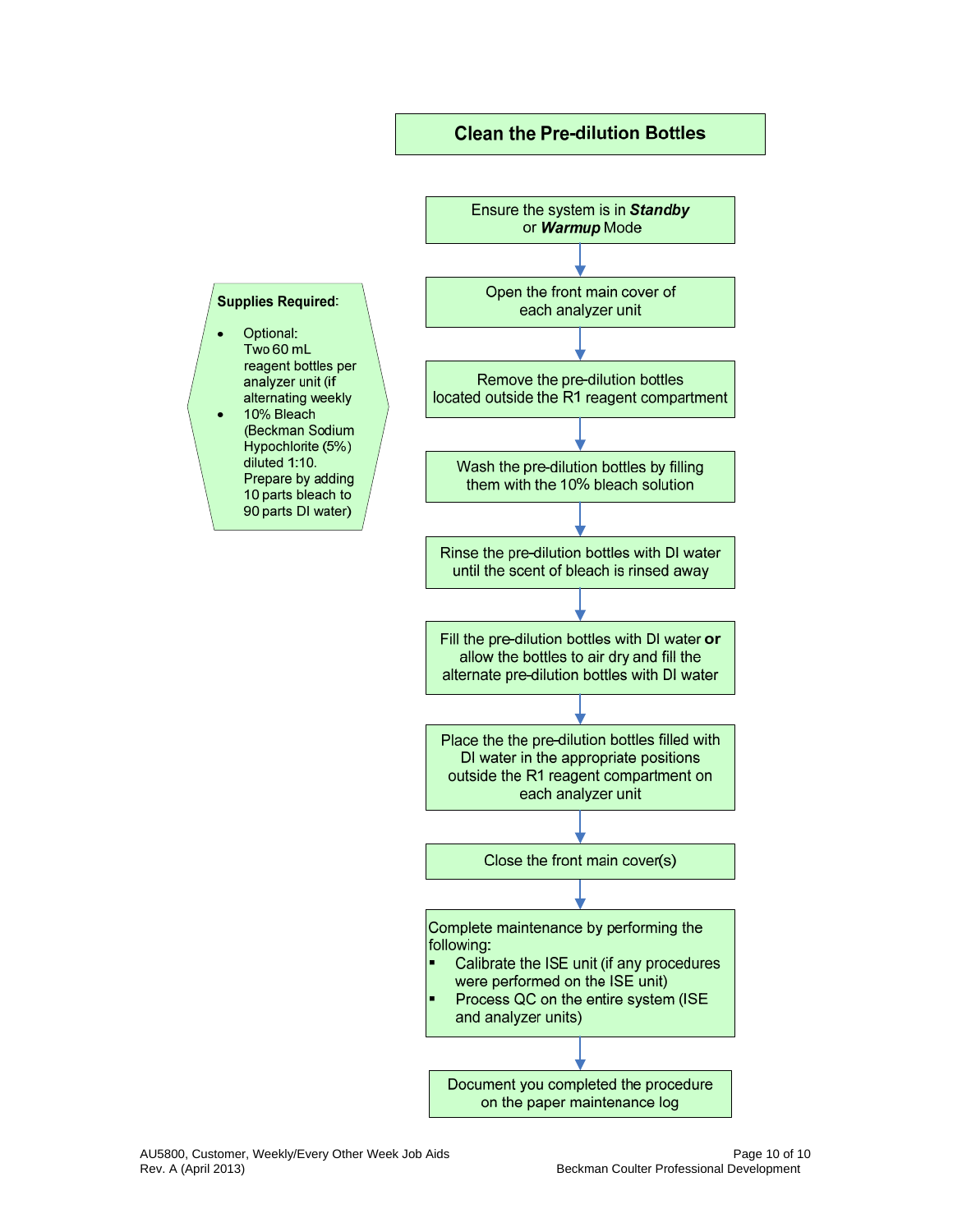# Clean the Pre-dilution Bottles

**Supplies Required:**

- Optional: Two 60 mL reagent bottles per analyzer unit (if alternating weekly
- 10% Bleach (Beckman Sodium Hypochlorite (5%) diluted 1:10. Prepare by adding 10 parts bleach to 90 parts DI water)

1. Ensure the system is in ***Standby*** or ***Warmup*** Mode
2. Open the front main cover of each analyzer unit
3. Remove the pre-dilution bottles located outside the R1 reagent compartment
4. Wash the pre-dilution bottles by filling them with the 10% bleach solution
5. Rinse the pre-dilution bottles with DI water until the scent of bleach is rinsed away
6. Fill the pre-dilution bottles with DI water **or** allow the bottles to air dry and fill the alternate pre-dilution bottles with DI water
7. Place the the pre-dilution bottles filled with DI water in the appropriate positions outside the R1 reagent compartment on each analyzer unit
8. Close the front main cover(s)
9. Complete maintenance by performing the following:
   - Calibrate the ISE unit (if any procedures were performed on the ISE unit)
   - Process QC on the entire system (ISE and analyzer units)
10. Document you completed the procedure on the paper maintenance log